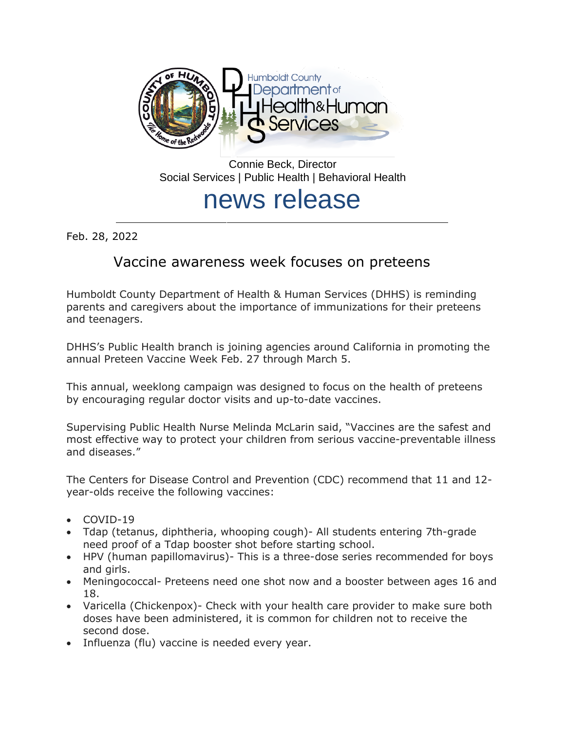Humboldt County Department of Health & Human Services

Connie Beck, Director
Social Services | Public Health | Behavioral Health

# news release

Feb. 28, 2022

## Vaccine awareness week focuses on preteens

Humboldt County Department of Health & Human Services (DHHS) is reminding parents and caregivers about the importance of immunizations for their preteens and teenagers.

DHHS's Public Health branch is joining agencies around California in promoting the annual Preteen Vaccine Week Feb. 27 through March 5.

This annual, weeklong campaign was designed to focus on the health of preteens by encouraging regular doctor visits and up-to-date vaccines.

Supervising Public Health Nurse Melinda McLarin said, "Vaccines are the safest and most effective way to protect your children from serious vaccine-preventable illness and diseases."

The Centers for Disease Control and Prevention (CDC) recommend that 11 and 12-year-olds receive the following vaccines:

- COVID-19
- Tdap (tetanus, diphtheria, whooping cough)- All students entering 7th-grade need proof of a Tdap booster shot before starting school.
- HPV (human papillomavirus)- This is a three-dose series recommended for boys and girls.
- Meningococcal- Preteens need one shot now and a booster between ages 16 and 18.
- Varicella (Chickenpox)- Check with your health care provider to make sure both doses have been administered, it is common for children not to receive the second dose.
- Influenza (flu) vaccine is needed every year.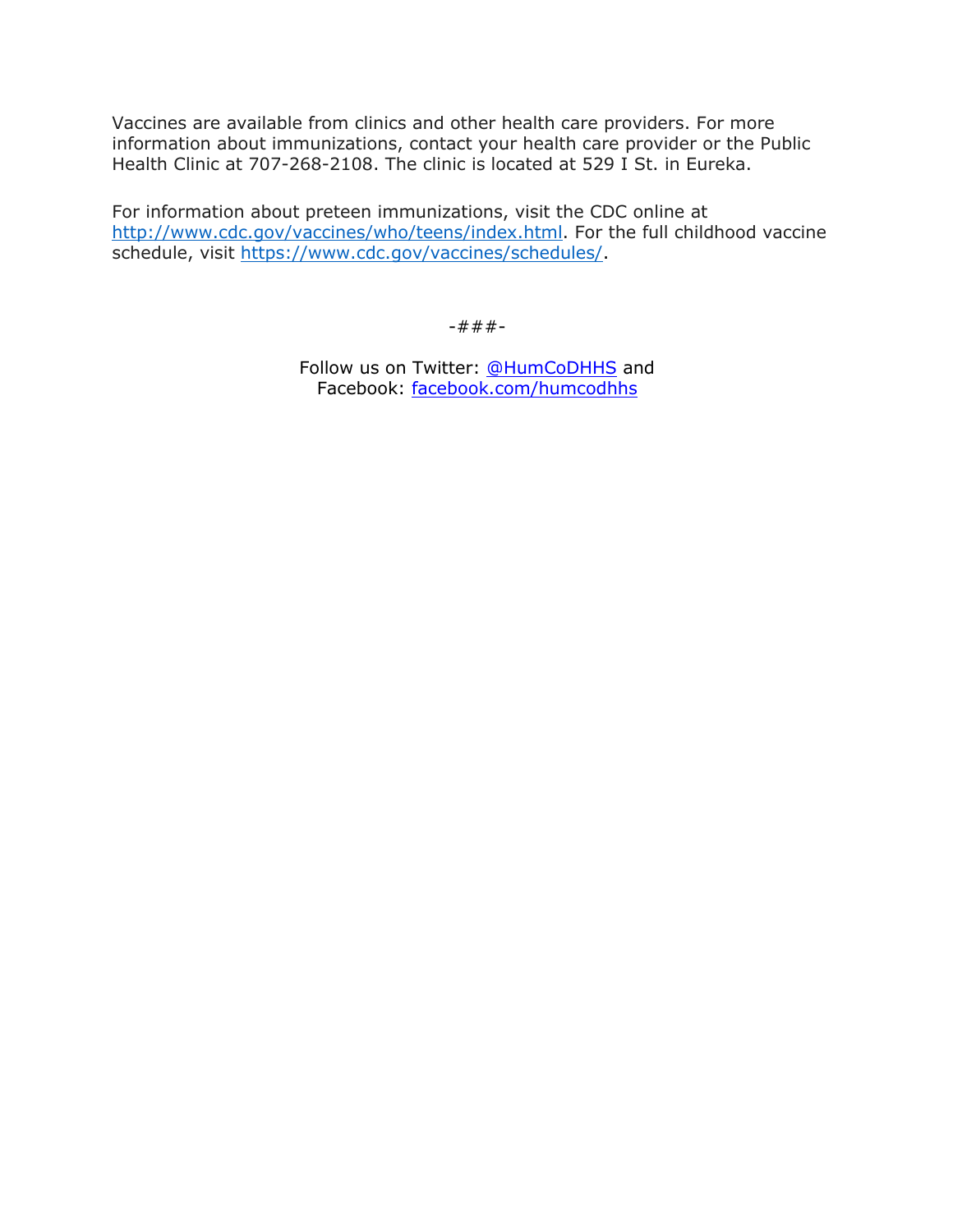Vaccines are available from clinics and other health care providers. For more information about immunizations, contact your health care provider or the Public Health Clinic at 707-268-2108. The clinic is located at 529 I St. in Eureka.

For information about preteen immunizations, visit the CDC online at [http://www.cdc.gov/vaccines/who/teens/index.html](http://www.cdc.gov/vaccines/who/teens/index.html). For the full childhood vaccine schedule, visit [https://www.cdc.gov/vaccines/schedules/](https://www.cdc.gov/vaccines/schedules/).

-###-

Follow us on Twitter: [@HumCoDHHS](https://twitter.com/HumCoDHHS) and Facebook: [facebook.com/humcodhhs](https://facebook.com/humcodhhs)